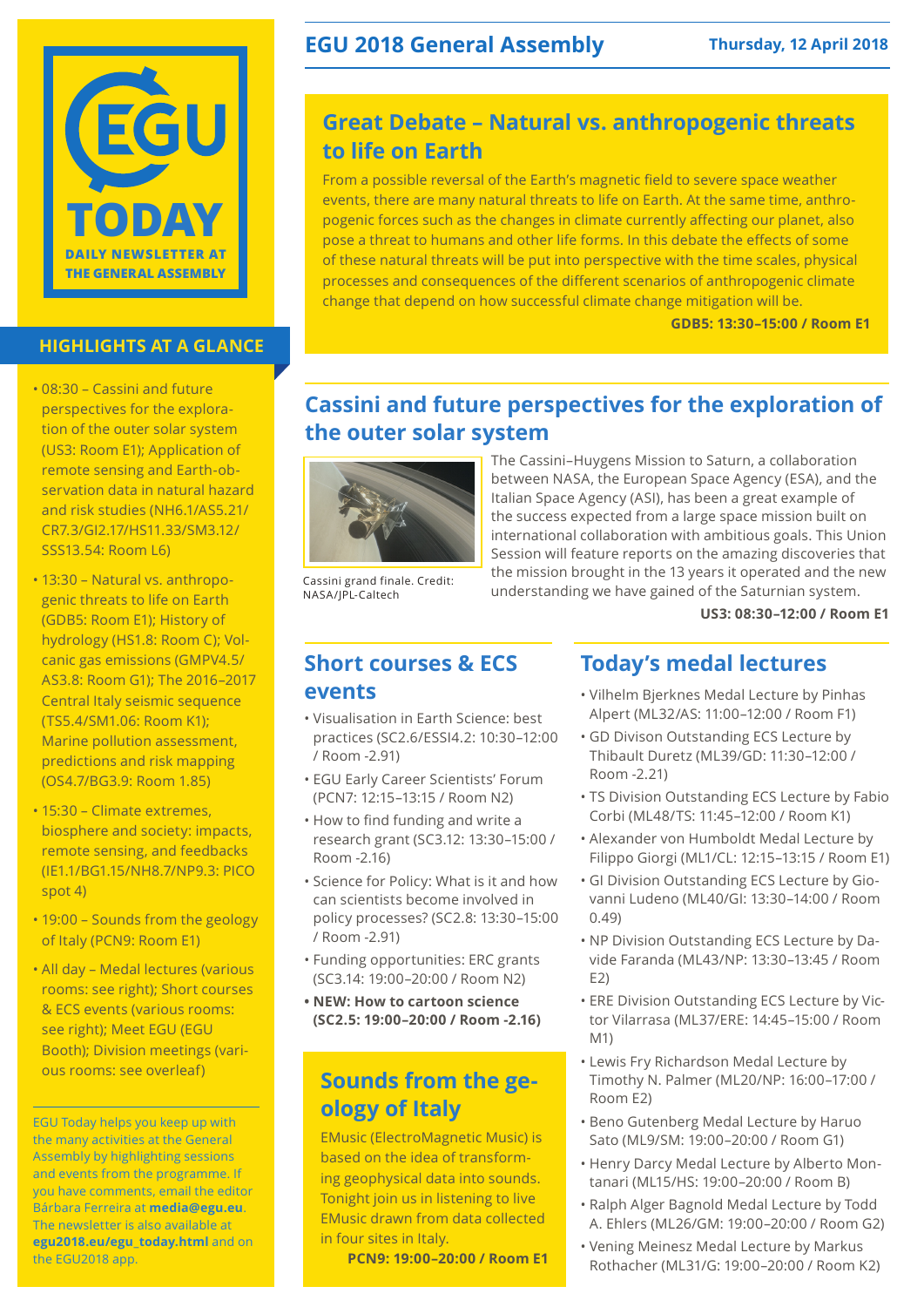# EGU TODAY

DAILY NEWSLETTER AT THE GENERAL ASSEMBLY

EGU 2018 General Assembly — Thursday, 12 April 2018

## HIGHLIGHTS AT A GLANCE

- 08:30 – Cassini and future perspectives for the exploration of the outer solar system (US3: Room E1); Application of remote sensing and Earth-observation data in natural hazard and risk studies (NH6.1/AS5.21/CR7.3/GI2.17/HS11.33/SM3.12/SSS13.54: Room L6)
- 13:30 – Natural vs. anthropogenic threats to life on Earth (GDB5: Room E1); History of hydrology (HS1.8: Room C); Volcanic gas emissions (GMPV4.5/AS3.8: Room G1); The 2016–2017 Central Italy seismic sequence (TS5.4/SM1.06: Room K1); Marine pollution assessment, predictions and risk mapping (OS4.7/BG3.9: Room 1.85)
- 15:30 – Climate extremes, biosphere and society: impacts, remote sensing, and feedbacks (IE1.1/BG1.15/NH8.7/NP9.3: PICO spot 4)
- 19:00 – Sounds from the geology of Italy (PCN9: Room E1)
- All day – Medal lectures (various rooms: see right); Short courses & ECS events (various rooms: see right); Meet EGU (EGU Booth); Division meetings (various rooms: see overleaf)

EGU Today helps you keep up with the many activities at the General Assembly by highlighting sessions and events from the programme. If you have comments, email the editor Bárbara Ferreira at **media@egu.eu**. The newsletter is also available at **egu2018.eu/egu_today.html** and on the EGU2018 app.

## Great Debate – Natural vs. anthropogenic threats to life on Earth

From a possible reversal of the Earth's magnetic field to severe space weather events, there are many natural threats to life on Earth. At the same time, anthropogenic forces such as the changes in climate currently affecting our planet, also pose a threat to humans and other life forms. In this debate the effects of some of these natural threats will be put into perspective with the time scales, physical processes and consequences of the different scenarios of anthropogenic climate change that depend on how successful climate change mitigation will be.

**GDB5: 13:30–15:00 / Room E1**

## Cassini and future perspectives for the exploration of the outer solar system

Cassini grand finale. Credit: NASA/JPL-Caltech

The Cassini–Huygens Mission to Saturn, a collaboration between NASA, the European Space Agency (ESA), and the Italian Space Agency (ASI), has been a great example of the success expected from a large space mission built on international collaboration with ambitious goals. This Union Session will feature reports on the amazing discoveries that the mission brought in the 13 years it operated and the new understanding we have gained of the Saturnian system.

**US3: 08:30–12:00 / Room E1**

## Short courses & ECS events

- Visualisation in Earth Science: best practices (SC2.6/ESSI4.2: 10:30–12:00 / Room -2.91)
- EGU Early Career Scientists' Forum (PCN7: 12:15–13:15 / Room N2)
- How to find funding and write a research grant (SC3.12: 13:30–15:00 / Room -2.16)
- Science for Policy: What is it and how can scientists become involved in policy processes? (SC2.8: 13:30–15:00 / Room -2.91)
- Funding opportunities: ERC grants (SC3.14: 19:00–20:00 / Room N2)
- **NEW: How to cartoon science (SC2.5: 19:00–20:00 / Room -2.16)**

## Sounds from the geology of Italy

EMusic (ElectroMagnetic Music) is based on the idea of transforming geophysical data into sounds. Tonight join us in listening to live EMusic drawn from data collected in four sites in Italy.

**PCN9: 19:00–20:00 / Room E1**

## Today's medal lectures

- Vilhelm Bjerknes Medal Lecture by Pinhas Alpert (ML32/AS: 11:00–12:00 / Room F1)
- GD Divison Outstanding ECS Lecture by Thibault Duretz (ML39/GD: 11:30–12:00 / Room -2.21)
- TS Division Outstanding ECS Lecture by Fabio Corbi (ML48/TS: 11:45–12:00 / Room K1)
- Alexander von Humboldt Medal Lecture by Filippo Giorgi (ML1/CL: 12:15–13:15 / Room E1)
- GI Division Outstanding ECS Lecture by Giovanni Ludeno (ML40/GI: 13:30–14:00 / Room 0.49)
- NP Division Outstanding ECS Lecture by Davide Faranda (ML43/NP: 13:30–13:45 / Room E2)
- ERE Division Outstanding ECS Lecture by Victor Vilarrasa (ML37/ERE: 14:45–15:00 / Room M1)
- Lewis Fry Richardson Medal Lecture by Timothy N. Palmer (ML20/NP: 16:00–17:00 / Room E2)
- Beno Gutenberg Medal Lecture by Haruo Sato (ML9/SM: 19:00–20:00 / Room G1)
- Henry Darcy Medal Lecture by Alberto Montanari (ML15/HS: 19:00–20:00 / Room B)
- Ralph Alger Bagnold Medal Lecture by Todd A. Ehlers (ML26/GM: 19:00–20:00 / Room G2)
- Vening Meinesz Medal Lecture by Markus Rothacher (ML31/G: 19:00–20:00 / Room K2)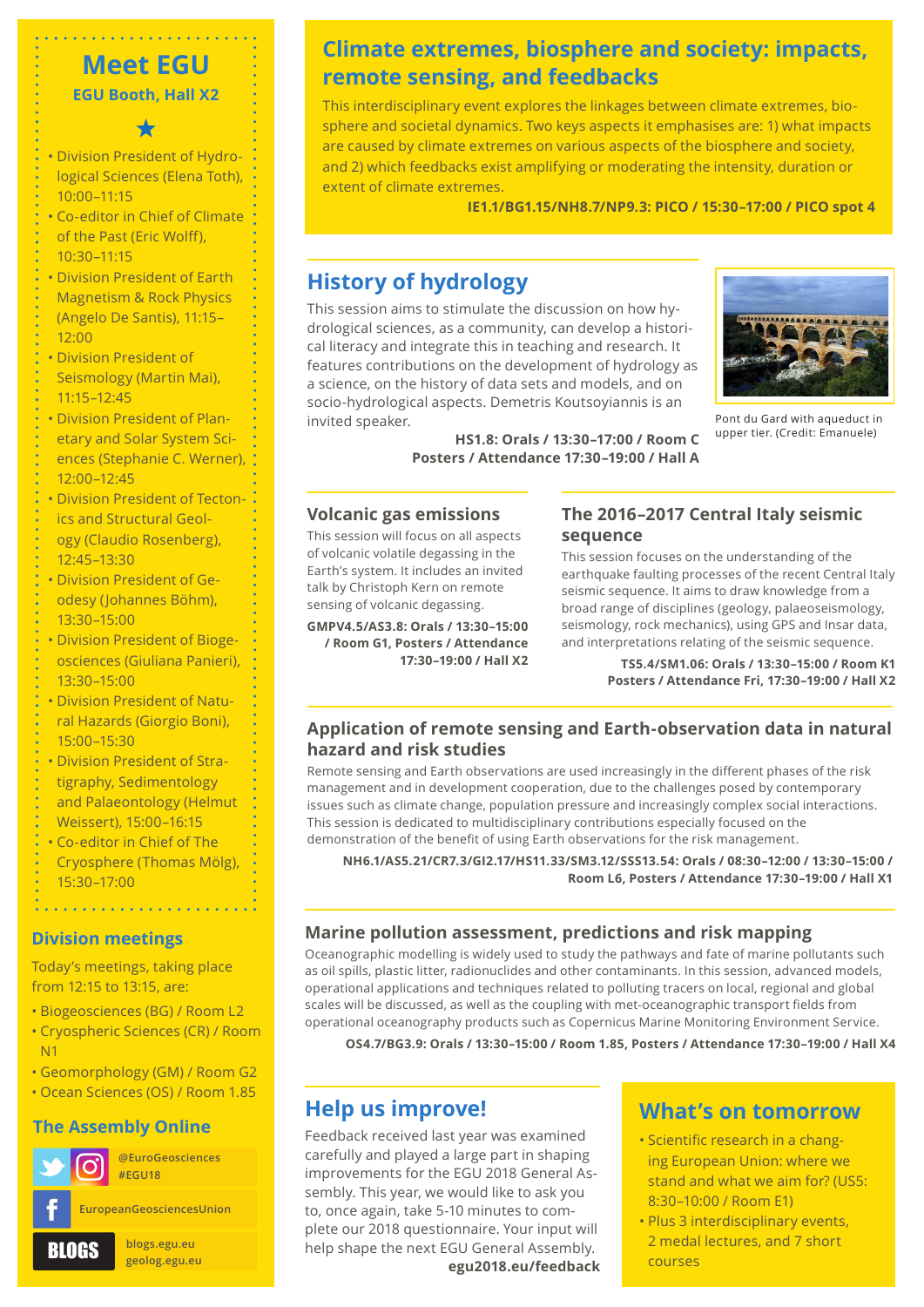## Meet EGU

**EGU Booth, Hall X2**

- Division President of Hydrological Sciences (Elena Toth), 10:00–11:15
- Co-editor in Chief of Climate of the Past (Eric Wolff), 10:30–11:15
- Division President of Earth Magnetism & Rock Physics (Angelo De Santis), 11:15–12:00
- Division President of Seismology (Martin Mai), 11:15–12:45
- Division President of Planetary and Solar System Sciences (Stephanie C. Werner), 12:00–12:45
- Division President of Tectonics and Structural Geology (Claudio Rosenberg), 12:45–13:30
- Division President of Geodesy (Johannes Böhm), 13:30–15:00
- Division President of Biogeosciences (Giuliana Panieri), 13:30–15:00
- Division President of Natural Hazards (Giorgio Boni), 15:00–15:30
- Division President of Stratigraphy, Sedimentology and Palaeontology (Helmut Weissert), 15:00–16:15
- Co-editor in Chief of The Cryosphere (Thomas Mölg), 15:30–17:00

## Division meetings

Today's meetings, taking place from 12:15 to 13:15, are:

- Biogeosciences (BG) / Room L2
- Cryospheric Sciences (CR) / Room N1
- Geomorphology (GM) / Room G2
- Ocean Sciences (OS) / Room 1.85

## The Assembly Online

@EuroGeosciences
#EGU18

EuropeanGeosciencesUnion

BLOGS

blogs.egu.eu
geolog.egu.eu

## Climate extremes, biosphere and society: impacts, remote sensing, and feedbacks

This interdisciplinary event explores the linkages between climate extremes, biosphere and societal dynamics. Two keys aspects it emphasises are: 1) what impacts are caused by climate extremes on various aspects of the biosphere and society, and 2) which feedbacks exist amplifying or moderating the intensity, duration or extent of climate extremes.

**IE1.1/BG1.15/NH8.7/NP9.3: PICO / 15:30–17:00 / PICO spot 4**

## History of hydrology

This session aims to stimulate the discussion on how hydrological sciences, as a community, can develop a historical literacy and integrate this in teaching and research. It features contributions on the development of hydrology as a science, on the history of data sets and models, and on socio-hydrological aspects. Demetris Koutsoyiannis is an invited speaker.

**HS1.8: Orals / 13:30–17:00 / Room C**
**Posters / Attendance 17:30–19:00 / Hall A**

Pont du Gard with aqueduct in upper tier. (Credit: Emanuele)

### Volcanic gas emissions

This session will focus on all aspects of volcanic volatile degassing in the Earth's system. It includes an invited talk by Christoph Kern on remote sensing of volcanic degassing.

**GMPV4.5/AS3.8: Orals / 13:30–15:00 / Room G1, Posters / Attendance 17:30–19:00 / Hall X2**

### The 2016–2017 Central Italy seismic sequence

This session focuses on the understanding of the earthquake faulting processes of the recent Central Italy seismic sequence. It aims to draw knowledge from a broad range of disciplines (geology, palaeoseismology, seismology, rock mechanics), using GPS and Insar data, and interpretations relating of the seismic sequence.

**TS5.4/SM1.06: Orals / 13:30–15:00 / Room K1**
**Posters / Attendance Fri, 17:30–19:00 / Hall X2**

### Application of remote sensing and Earth-observation data in natural hazard and risk studies

Remote sensing and Earth observations are used increasingly in the different phases of the risk management and in development cooperation, due to the challenges posed by contemporary issues such as climate change, population pressure and increasingly complex social interactions. This session is dedicated to multidisciplinary contributions especially focused on the demonstration of the benefit of using Earth observations for the risk management.

**NH6.1/AS5.21/CR7.3/GI2.17/HS11.33/SM3.12/SSS13.54: Orals / 08:30–12:00 / 13:30–15:00 / Room L6, Posters / Attendance 17:30–19:00 / Hall X1**

### Marine pollution assessment, predictions and risk mapping

Oceanographic modelling is widely used to study the pathways and fate of marine pollutants such as oil spills, plastic litter, radionuclides and other contaminants. In this session, advanced models, operational applications and techniques related to polluting tracers on local, regional and global scales will be discussed, as well as the coupling with met-oceanographic transport fields from operational oceanography products such as Copernicus Marine Monitoring Environment Service.

**OS4.7/BG3.9: Orals / 13:30–15:00 / Room 1.85, Posters / Attendance 17:30–19:00 / Hall X4**

## Help us improve!

Feedback received last year was examined carefully and played a large part in shaping improvements for the EGU 2018 General Assembly. This year, we would like to ask you to, once again, take 5-10 minutes to complete our 2018 questionnaire. Your input will help shape the next EGU General Assembly.

**egu2018.eu/feedback**

## What's on tomorrow

- Scientific research in a changing European Union: where we stand and what we aim for? (US5: 8:30–10:00 / Room E1)
- Plus 3 interdisciplinary events, 2 medal lectures, and 7 short courses